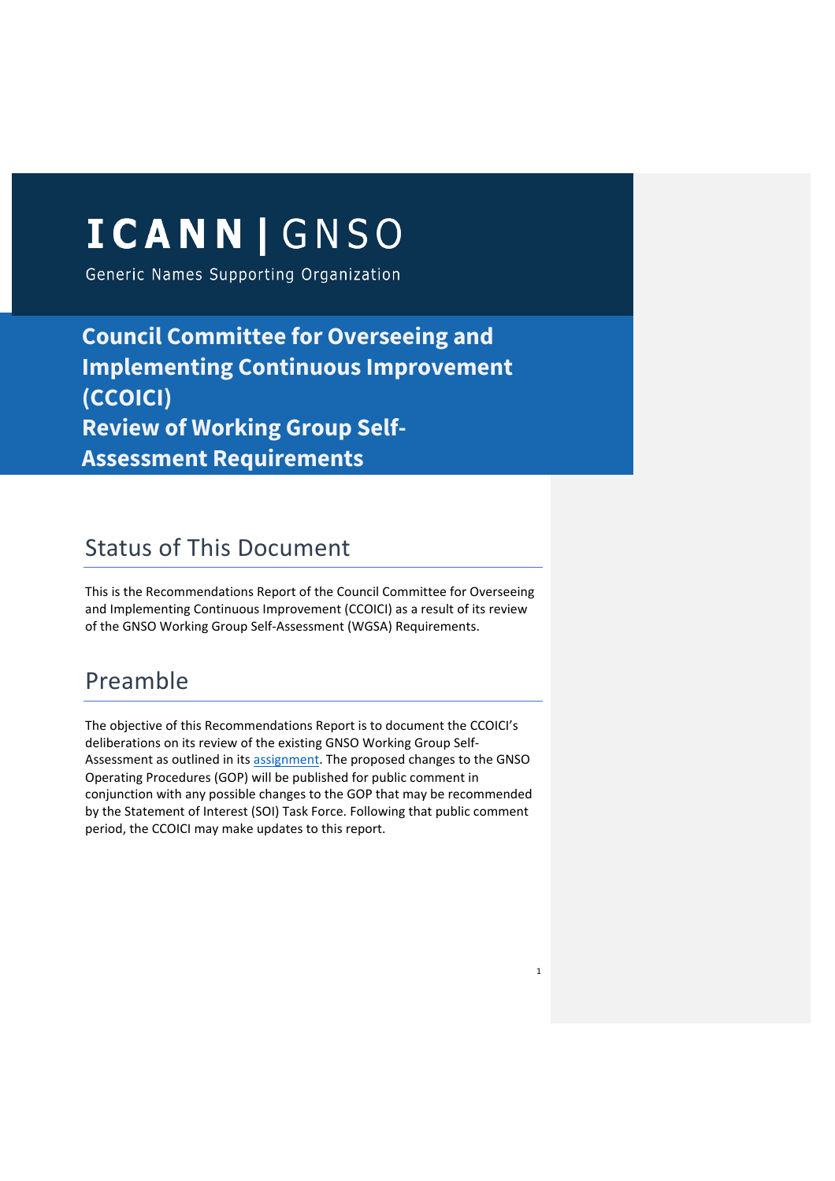# ICANN | GNSO

Generic Names Supporting Organization

## Council Committee for Overseeing and Implementing Continuous Improvement (CCOICI)

## Review of Working Group Self-Assessment Requirements

## Status of This Document

This is the Recommendations Report of the Council Committee for Overseeing and Implementing Continuous Improvement (CCOICI) as a result of its review of the GNSO Working Group Self-Assessment (WGSA) Requirements.

## Preamble

The objective of this Recommendations Report is to document the CCOICI's deliberations on its review of the existing GNSO Working Group Self-Assessment as outlined in its assignment. The proposed changes to the GNSO Operating Procedures (GOP) will be published for public comment in conjunction with any possible changes to the GOP that may be recommended by the Statement of Interest (SOI) Task Force. Following that public comment period, the CCOICI may make updates to this report.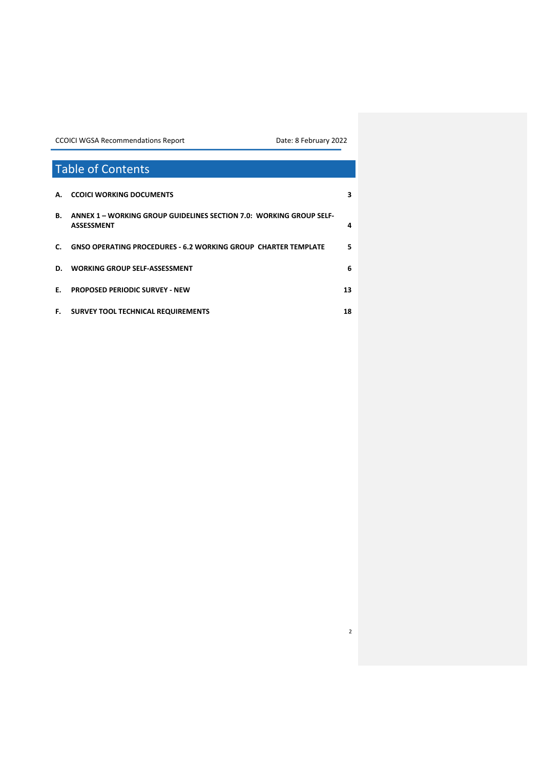# Table of Contents

| | | |
|---|---|---|
| **A.** | **CCOICI WORKING DOCUMENTS** | **3** |
| **B.** | **ANNEX 1 – WORKING GROUP GUIDELINES SECTION 7.0: WORKING GROUP SELF-ASSESSMENT** | **4** |
| **C.** | **GNSO OPERATING PROCEDURES - 6.2 WORKING GROUP CHARTER TEMPLATE** | **5** |
| **D.** | **WORKING GROUP SELF-ASSESSMENT** | **6** |
| **E.** | **PROPOSED PERIODIC SURVEY - NEW** | **13** |
| **F.** | **SURVEY TOOL TECHNICAL REQUIREMENTS** | **18** |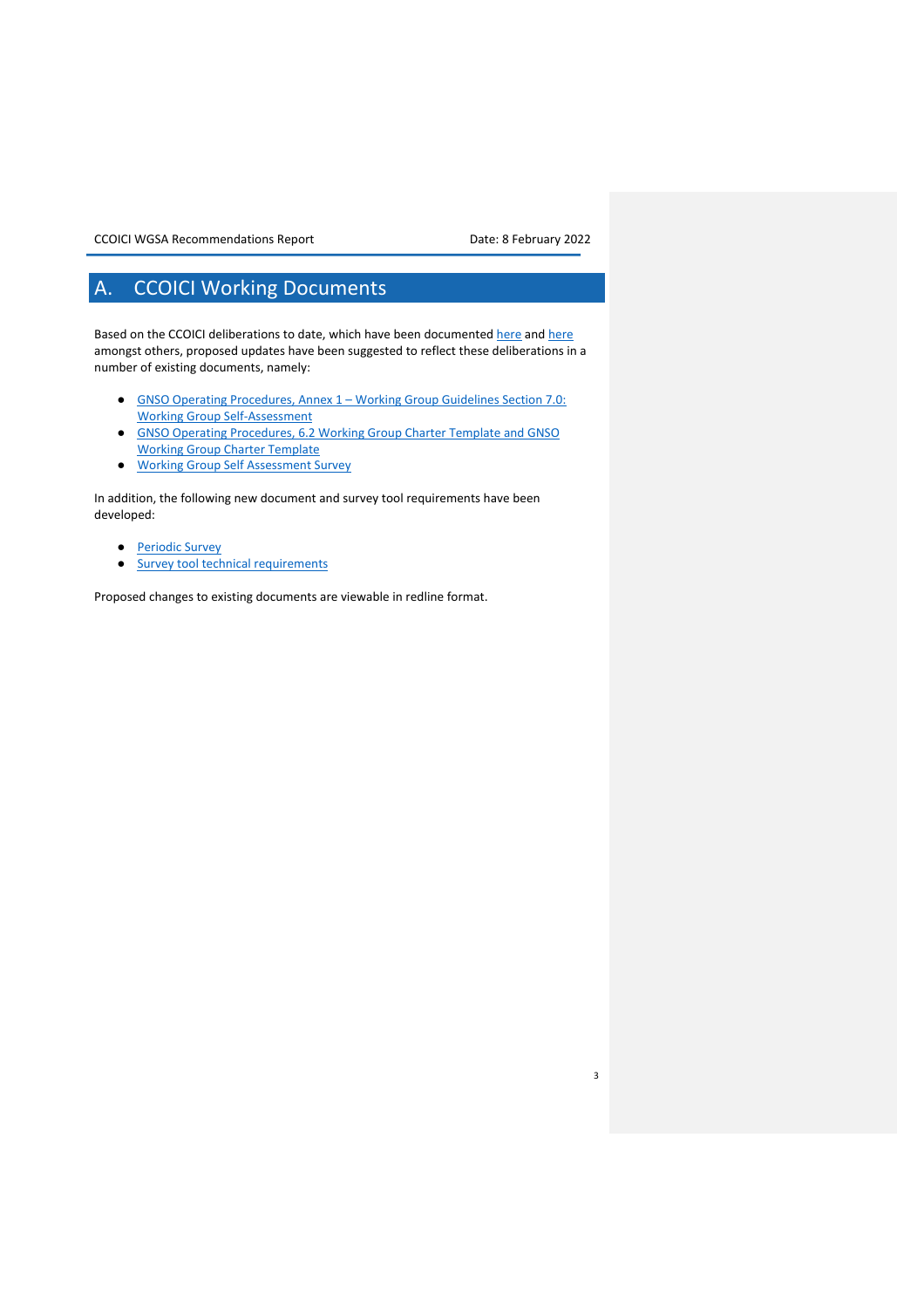# A. CCOICI Working Documents

Based on the CCOICI deliberations to date, which have been documented here and here amongst others, proposed updates have been suggested to reflect these deliberations in a number of existing documents, namely:

- GNSO Operating Procedures, Annex 1 – Working Group Guidelines Section 7.0: Working Group Self-Assessment
- GNSO Operating Procedures, 6.2 Working Group Charter Template and GNSO Working Group Charter Template
- Working Group Self Assessment Survey

In addition, the following new document and survey tool requirements have been developed:

- Periodic Survey
- Survey tool technical requirements

Proposed changes to existing documents are viewable in redline format.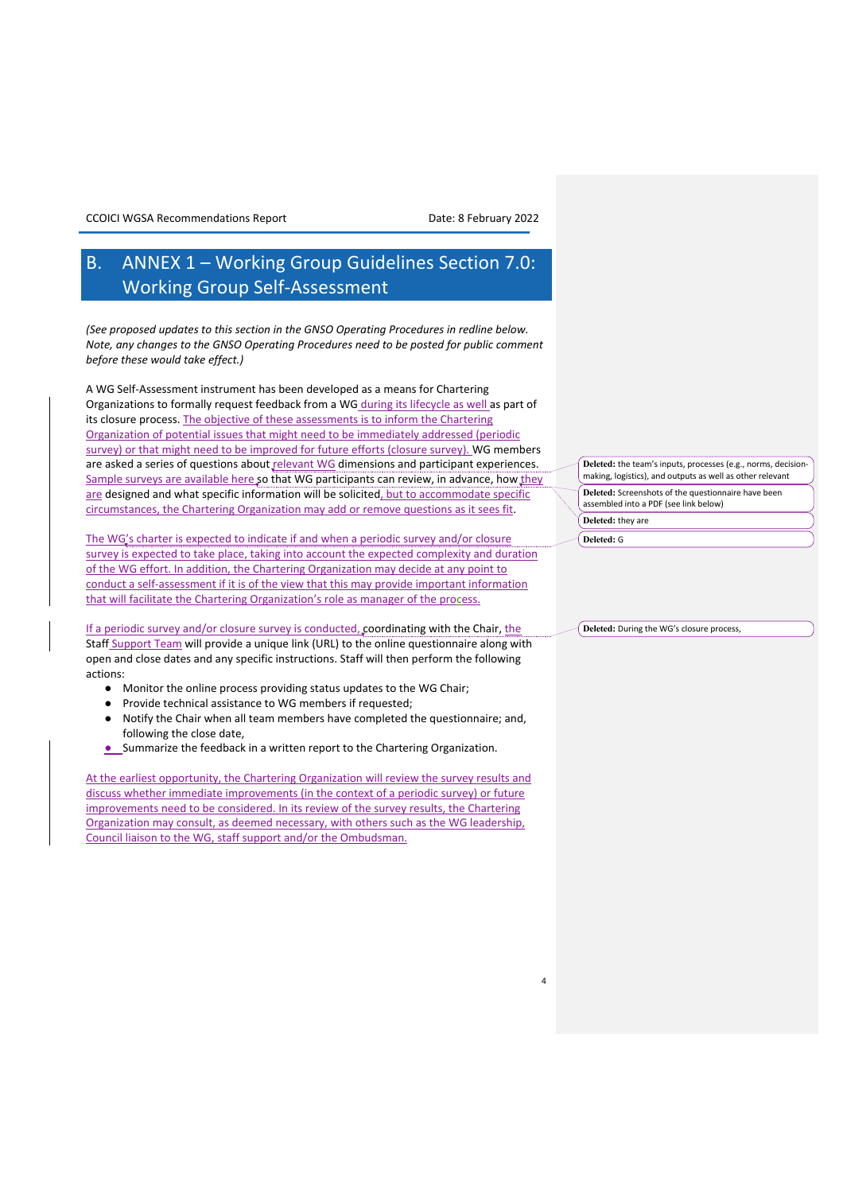# B. ANNEX 1 – Working Group Guidelines Section 7.0: Working Group Self-Assessment

*(See proposed updates to this section in the GNSO Operating Procedures in redline below. Note, any changes to the GNSO Operating Procedures need to be posted for public comment before these would take effect.)*

A WG Self-Assessment instrument has been developed as a means for Chartering Organizations to formally request feedback from a WG during its lifecycle as well as part of its closure process. The objective of these assessments is to inform the Chartering Organization of potential issues that might need to be immediately addressed (periodic survey) or that might need to be improved for future efforts (closure survey). WG members are asked a series of questions about relevant WG dimensions and participant experiences. Sample surveys are available here so that WG participants can review, in advance, how they are designed and what specific information will be solicited, but to accommodate specific circumstances, the Chartering Organization may add or remove questions as it sees fit.

The WG's charter is expected to indicate if and when a periodic survey and/or closure survey is expected to take place, taking into account the expected complexity and duration of the WG effort. In addition, the Chartering Organization may decide at any point to conduct a self-assessment if it is of the view that this may provide important information that will facilitate the Chartering Organization's role as manager of the process.

If a periodic survey and/or closure survey is conducted, coordinating with the Chair, the Staff Support Team will provide a unique link (URL) to the online questionnaire along with open and close dates and any specific instructions. Staff will then perform the following actions:

- Monitor the online process providing status updates to the WG Chair;
- Provide technical assistance to WG members if requested;
- Notify the Chair when all team members have completed the questionnaire; and, following the close date,
- Summarize the feedback in a written report to the Chartering Organization.

At the earliest opportunity, the Chartering Organization will review the survey results and discuss whether immediate improvements (in the context of a periodic survey) or future improvements need to be considered. In its review of the survey results, the Chartering Organization may consult, as deemed necessary, with others such as the WG leadership, Council liaison to the WG, staff support and/or the Ombudsman.

**Deleted:** the team's inputs, processes (e.g., norms, decision-making, logistics), and outputs as well as other relevant

**Deleted:** Screenshots of the questionnaire have been assembled into a PDF (see link below)

**Deleted:** they are

**Deleted:** G

**Deleted:** During the WG's closure process,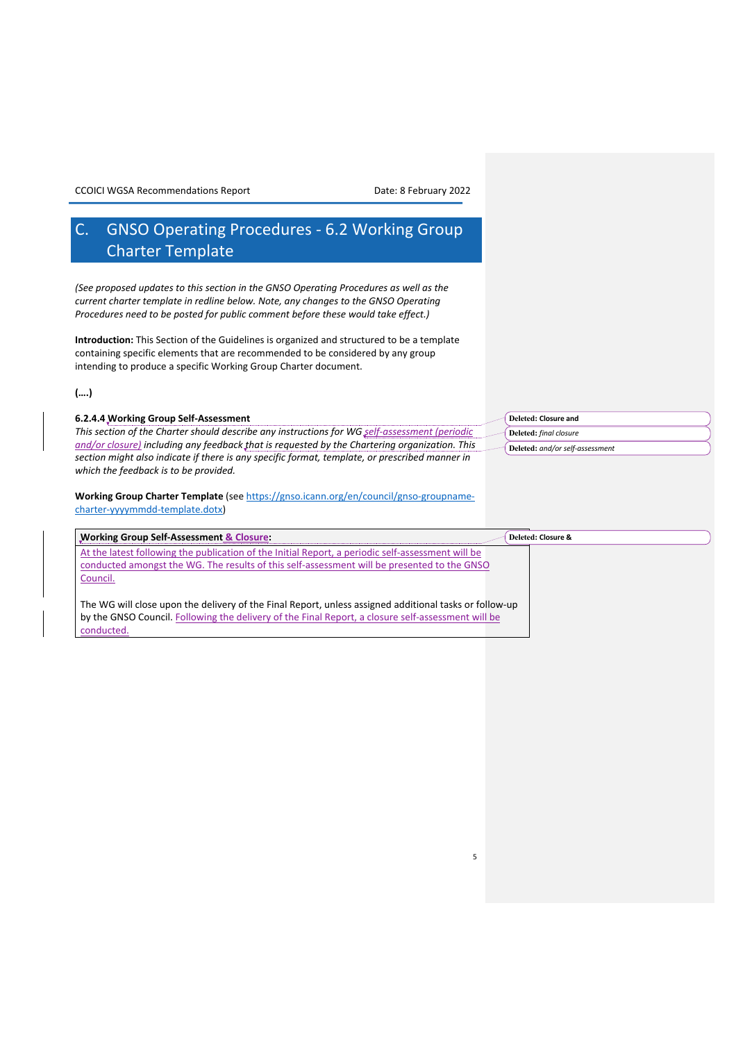# C. GNSO Operating Procedures - 6.2 Working Group Charter Template

*(See proposed updates to this section in the GNSO Operating Procedures as well as the current charter template in redline below. Note, any changes to the GNSO Operating Procedures need to be posted for public comment before these would take effect.)*

**Introduction:** This Section of the Guidelines is organized and structured to be a template containing specific elements that are recommended to be considered by any group intending to produce a specific Working Group Charter document.

**(….)**

**6.2.4.4 Working Group Self-Assessment**

*This section of the Charter should describe any instructions for WG self-assessment (periodic and/or closure) including any feedback that is requested by the Chartering organization. This section might also indicate if there is any specific format, template, or prescribed manner in which the feedback is to be provided.*

Deleted: Closure and

Deleted: *final closure*

Deleted: *and/or self-assessment*

**Working Group Charter Template** (see https://gnso.icann.org/en/council/gnso-groupname-charter-yyyymmdd-template.dotx)

| **Working Group Self-Assessment & Closure:** |
| --- |
| At the latest following the publication of the Initial Report, a periodic self-assessment will be conducted amongst the WG. The results of this self-assessment will be presented to the GNSO Council.<br><br>The WG will close upon the delivery of the Final Report, unless assigned additional tasks or follow-up by the GNSO Council. Following the delivery of the Final Report, a closure self-assessment will be conducted. |

Deleted: Closure &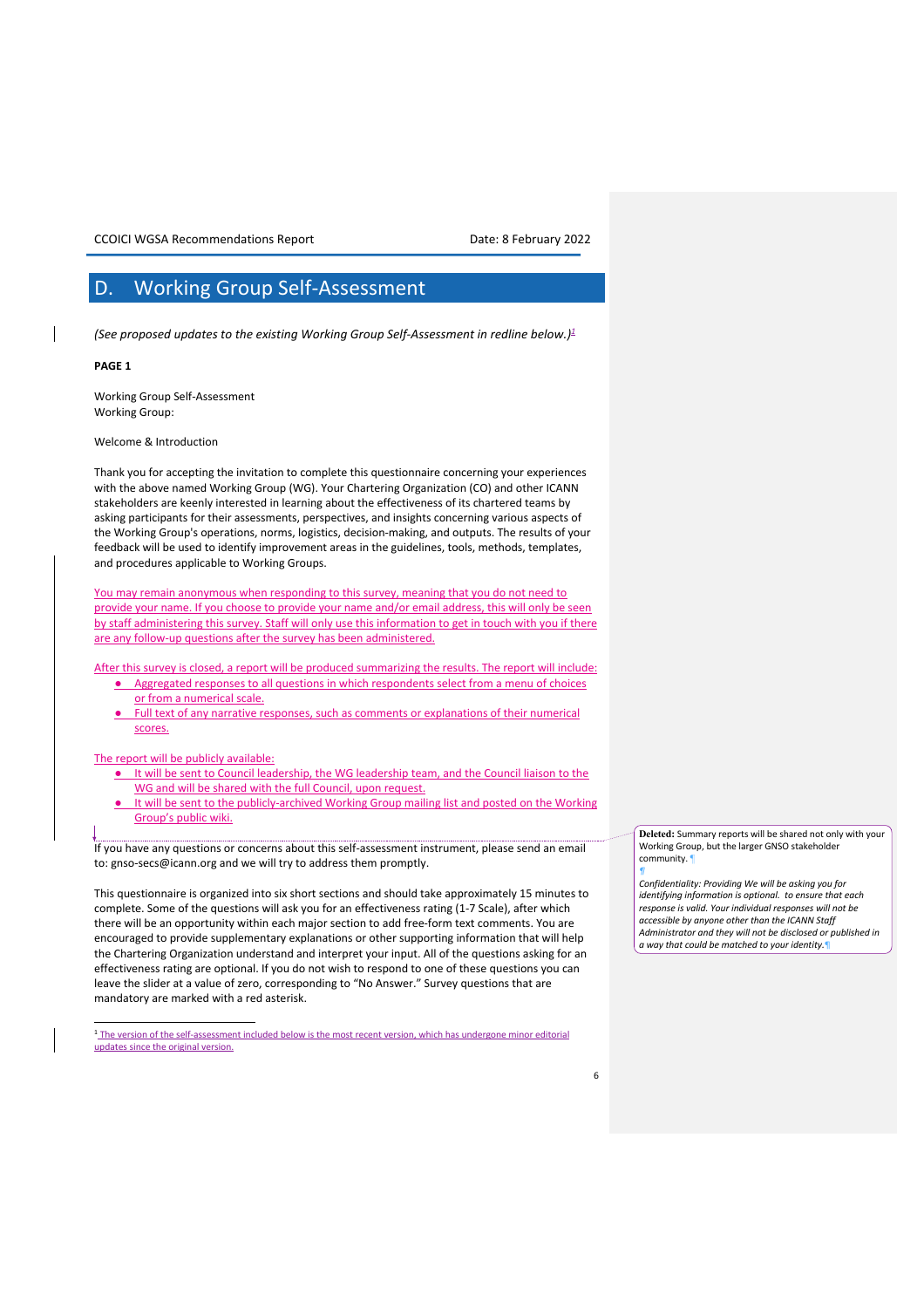# D. Working Group Self-Assessment

*(See proposed updates to the existing Working Group Self-Assessment in redline below.)*[1]

**PAGE 1**

Working Group Self-Assessment
Working Group:

Welcome & Introduction

Thank you for accepting the invitation to complete this questionnaire concerning your experiences with the above named Working Group (WG). Your Chartering Organization (CO) and other ICANN stakeholders are keenly interested in learning about the effectiveness of its chartered teams by asking participants for their assessments, perspectives, and insights concerning various aspects of the Working Group's operations, norms, logistics, decision-making, and outputs. The results of your feedback will be used to identify improvement areas in the guidelines, tools, methods, templates, and procedures applicable to Working Groups.

You may remain anonymous when responding to this survey, meaning that you do not need to provide your name. If you choose to provide your name and/or email address, this will only be seen by staff administering this survey. Staff will only use this information to get in touch with you if there are any follow-up questions after the survey has been administered.

After this survey is closed, a report will be produced summarizing the results. The report will include:

- Aggregated responses to all questions in which respondents select from a menu of choices or from a numerical scale.
- Full text of any narrative responses, such as comments or explanations of their numerical scores.

The report will be publicly available:

- It will be sent to Council leadership, the WG leadership team, and the Council liaison to the WG and will be shared with the full Council, upon request.
- It will be sent to the publicly-archived Working Group mailing list and posted on the Working Group's public wiki.

If you have any questions or concerns about this self-assessment instrument, please send an email to: gnso-secs@icann.org and we will try to address them promptly.

This questionnaire is organized into six short sections and should take approximately 15 minutes to complete. Some of the questions will ask you for an effectiveness rating (1-7 Scale), after which there will be an opportunity within each major section to add free-form text comments. You are encouraged to provide supplementary explanations or other supporting information that will help the Chartering Organization understand and interpret your input. All of the questions asking for an effectiveness rating are optional. If you do not wish to respond to one of these questions you can leave the slider at a value of zero, corresponding to "No Answer." Survey questions that are mandatory are marked with a red asterisk.

**Deleted:** Summary reports will be shared not only with your Working Group, but the larger GNSO stakeholder community.

*Confidentiality: Providing We will be asking you for identifying information is optional. to ensure that each response is valid. Your individual responses will not be accessible by anyone other than the ICANN Staff Administrator and they will not be disclosed or published in a way that could be matched to your identity.*

---

[1] The version of the self-assessment included below is the most recent version, which has undergone minor editorial updates since the original version.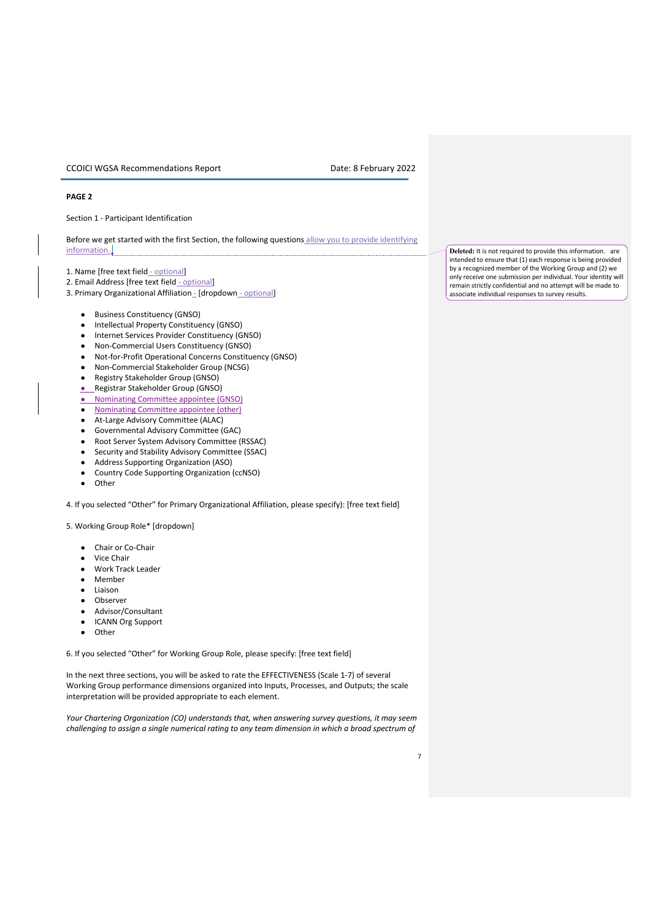**PAGE 2**

Section 1 - Participant Identification

Before we get started with the first Section, the following questions allow you to provide identifying information.

1. Name [free text field - optional]
2. Email Address [free text field - optional]
3. Primary Organizational Affiliation - [dropdown - optional]

- Business Constituency (GNSO)
- Intellectual Property Constituency (GNSO)
- Internet Services Provider Constituency (GNSO)
- Non-Commercial Users Constituency (GNSO)
- Not-for-Profit Operational Concerns Constituency (GNSO)
- Non-Commercial Stakeholder Group (NCSG)
- Registry Stakeholder Group (GNSO)
- Registrar Stakeholder Group (GNSO)
- Nominating Committee appointee (GNSO)
- Nominating Committee appointee (other)
- At-Large Advisory Committee (ALAC)
- Governmental Advisory Committee (GAC)
- Root Server System Advisory Committee (RSSAC)
- Security and Stability Advisory Committee (SSAC)
- Address Supporting Organization (ASO)
- Country Code Supporting Organization (ccNSO)
- Other

4. If you selected "Other" for Primary Organizational Affiliation, please specify): [free text field]

5. Working Group Role* [dropdown]

- Chair or Co-Chair
- Vice Chair
- Work Track Leader
- Member
- Liaison
- Observer
- Advisor/Consultant
- ICANN Org Support
- Other

6. If you selected "Other" for Working Group Role, please specify: [free text field]

In the next three sections, you will be asked to rate the EFFECTIVENESS (Scale 1-7) of several Working Group performance dimensions organized into Inputs, Processes, and Outputs; the scale interpretation will be provided appropriate to each element.

*Your Chartering Organization (CO) understands that, when answering survey questions, it may seem challenging to assign a single numerical rating to any team dimension in which a broad spectrum of*

**Deleted:** It is not required to provide this information. are intended to ensure that (1) each response is being provided by a recognized member of the Working Group and (2) we only receive one submission per individual. Your identity will remain strictly confidential and no attempt will be made to associate individual responses to survey results.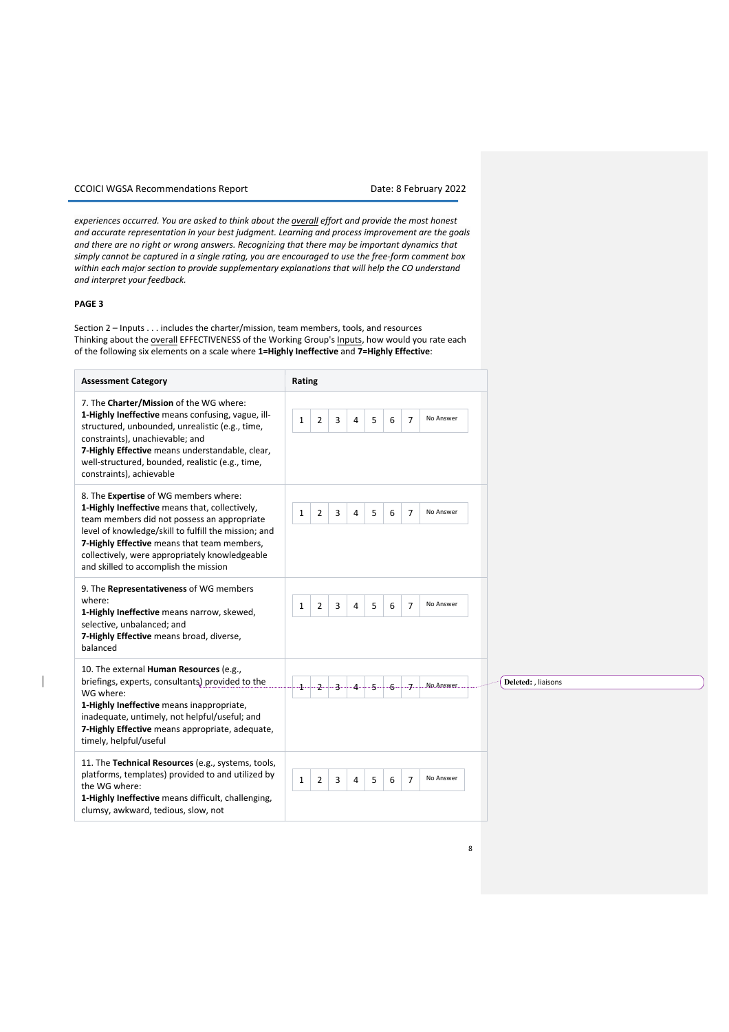*experiences occurred. You are asked to think about the overall effort and provide the most honest and accurate representation in your best judgment. Learning and process improvement are the goals and there are no right or wrong answers. Recognizing that there may be important dynamics that simply cannot be captured in a single rating, you are encouraged to use the free-form comment box within each major section to provide supplementary explanations that will help the CO understand and interpret your feedback.*

**PAGE 3**

Section 2 – Inputs . . . includes the charter/mission, team members, tools, and resources
Thinking about the overall EFFECTIVENESS of the Working Group's Inputs, how would you rate each of the following six elements on a scale where **1=Highly Ineffective** and **7=Highly Effective**:

| Assessment Category | Rating |
|---|---|
| 7. The **Charter/Mission** of the WG where: **1-Highly Ineffective** means confusing, vague, ill-structured, unbounded, unrealistic (e.g., time, constraints), unachievable; and **7-Highly Effective** means understandable, clear, well-structured, bounded, realistic (e.g., time, constraints), achievable | 1 2 3 4 5 6 7 No Answer |
| 8. The **Expertise** of WG members where: **1-Highly Ineffective** means that, collectively, team members did not possess an appropriate level of knowledge/skill to fulfill the mission; and **7-Highly Effective** means that team members, collectively, were appropriately knowledgeable and skilled to accomplish the mission | 1 2 3 4 5 6 7 No Answer |
| 9. The **Representativeness** of WG members where: **1-Highly Ineffective** means narrow, skewed, selective, unbalanced; and **7-Highly Effective** means broad, diverse, balanced | 1 2 3 4 5 6 7 No Answer |
| 10. The external **Human Resources** (e.g., briefings, experts, consultants) provided to the WG where: **1-Highly Ineffective** means inappropriate, inadequate, untimely, not helpful/useful; and **7-Highly Effective** means appropriate, adequate, timely, helpful/useful | 1 2 3 4 5 6 7 No Answer |
| 11. The **Technical Resources** (e.g., systems, tools, platforms, templates) provided to and utilized by the WG where: **1-Highly Ineffective** means difficult, challenging, clumsy, awkward, tedious, slow, not | 1 2 3 4 5 6 7 No Answer |

Deleted: , liaisons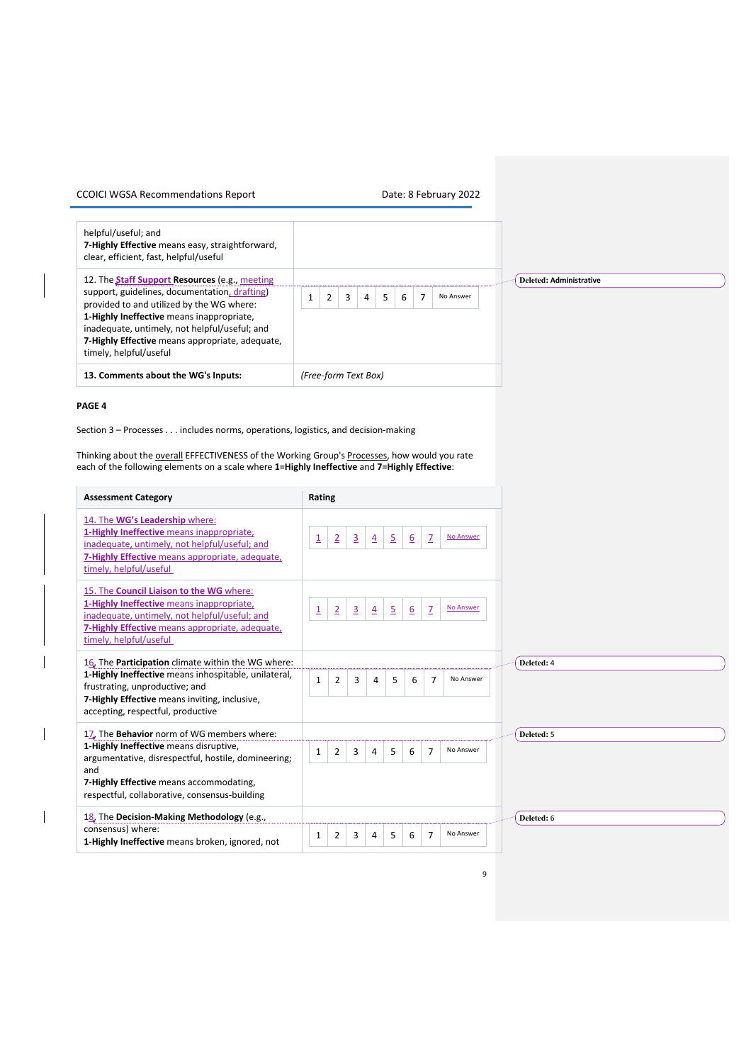| | |
|---|---|
| helpful/useful; and<br>**7-Highly Effective** means easy, straightforward, clear, efficient, fast, helpful/useful | |
| 12. The **Staff Support Resources** (e.g., meeting support, guidelines, documentation, drafting) provided to and utilized by the WG where:<br>**1-Highly Ineffective** means inappropriate, inadequate, untimely, not helpful/useful; and<br>**7-Highly Effective** means appropriate, adequate, timely, helpful/useful | 1 2 3 4 5 6 7 No Answer |
| **13. Comments about the WG's Inputs:** | *(Free-form Text Box)* |

Deleted: Administrative

**PAGE 4**

Section 3 – Processes . . . includes norms, operations, logistics, and decision-making

Thinking about the overall EFFECTIVENESS of the Working Group's Processes, how would you rate each of the following elements on a scale where **1=Highly Ineffective** and **7=Highly Effective**:

| Assessment Category | Rating |
|---|---|
| 14. The **WG's Leadership** where:<br>**1-Highly Ineffective** means inappropriate, inadequate, untimely, not helpful/useful; and<br>**7-Highly Effective** means appropriate, adequate, timely, helpful/useful | 1 2 3 4 5 6 7 No Answer |
| 15. The **Council Liaison to the WG** where:<br>**1-Highly Ineffective** means inappropriate, inadequate, untimely, not helpful/useful; and<br>**7-Highly Effective** means appropriate, adequate, timely, helpful/useful | 1 2 3 4 5 6 7 No Answer |
| 16. The **Participation** climate within the WG where:<br>**1-Highly Ineffective** means inhospitable, unilateral, frustrating, unproductive; and<br>**7-Highly Effective** means inviting, inclusive, accepting, respectful, productive | 1 2 3 4 5 6 7 No Answer |
| 17. The **Behavior** norm of WG members where:<br>**1-Highly Ineffective** means disruptive, argumentative, disrespectful, hostile, domineering; and<br>**7-Highly Effective** means accommodating, respectful, collaborative, consensus-building | 1 2 3 4 5 6 7 No Answer |
| 18. The **Decision-Making Methodology** (e.g., consensus) where:<br>**1-Highly Ineffective** means broken, ignored, not | 1 2 3 4 5 6 7 No Answer |

Deleted: 4

Deleted: 5

Deleted: 6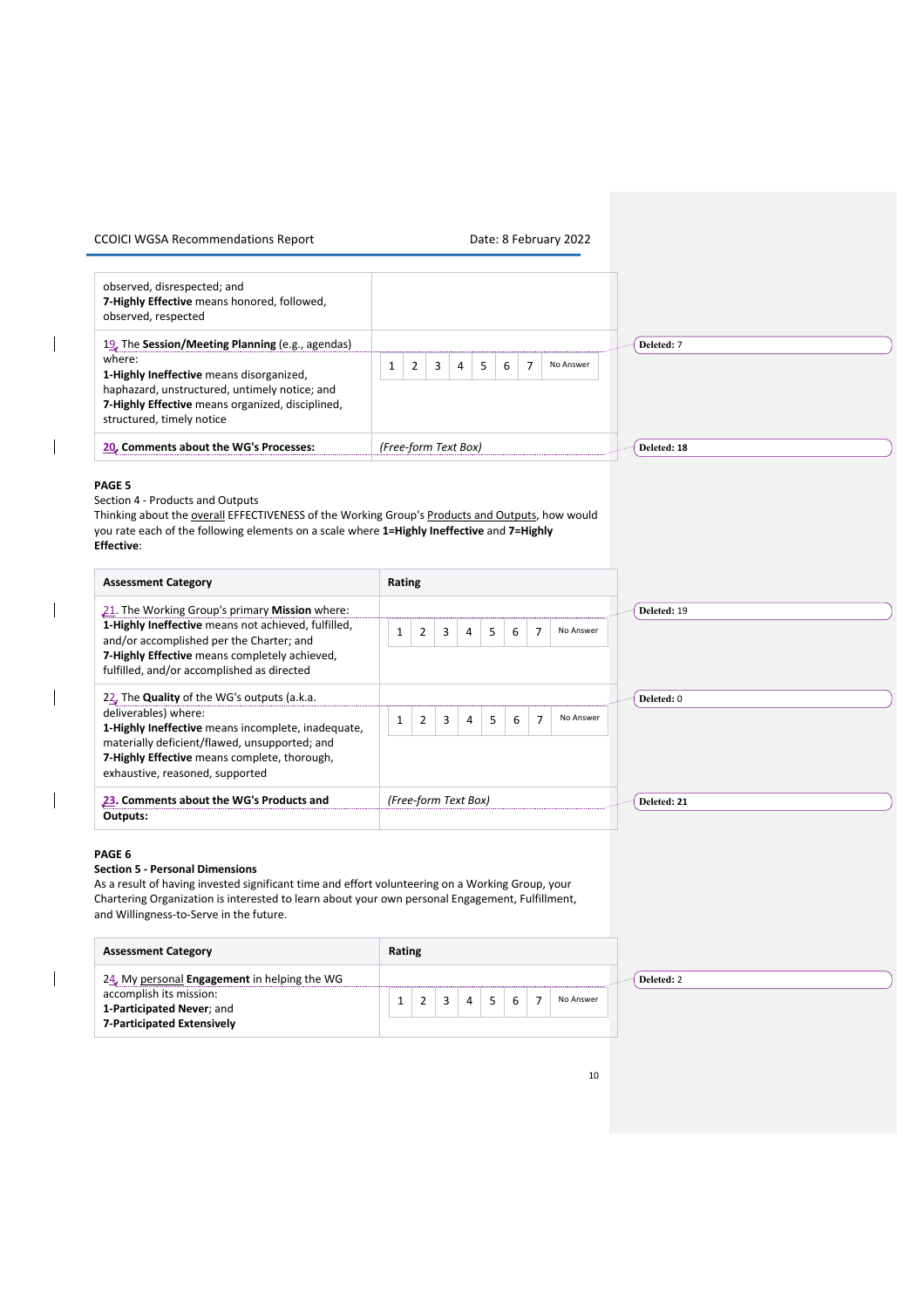| | |
|---|---|
| observed, disrespected; and **7-Highly Effective** means honored, followed, observed, respected | |
| 19. The **Session/Meeting Planning** (e.g., agendas) where: **1-Highly Ineffective** means disorganized, haphazard, unstructured, untimely notice; and **7-Highly Effective** means organized, disciplined, structured, timely notice | 1 2 3 4 5 6 7 No Answer |
| **20. Comments about the WG's Processes:** | *(Free-form Text Box)* |

**PAGE 5**

Section 4 - Products and Outputs

Thinking about the overall EFFECTIVENESS of the Working Group's Products and Outputs, how would you rate each of the following elements on a scale where **1=Highly Ineffective** and **7=Highly Effective**:

| **Assessment Category** | **Rating** |
|---|---|
| 21. The Working Group's primary **Mission** where: **1-Highly Ineffective** means not achieved, fulfilled, and/or accomplished per the Charter; and **7-Highly Effective** means completely achieved, fulfilled, and/or accomplished as directed | 1 2 3 4 5 6 7 No Answer |
| 22. The **Quality** of the WG's outputs (a.k.a. deliverables) where: **1-Highly Ineffective** means incomplete, inadequate, materially deficient/flawed, unsupported; and **7-Highly Effective** means complete, thorough, exhaustive, reasoned, supported | 1 2 3 4 5 6 7 No Answer |
| **23. Comments about the WG's Products and Outputs:** | *(Free-form Text Box)* |

**PAGE 6**

**Section 5 - Personal Dimensions**

As a result of having invested significant time and effort volunteering on a Working Group, your Chartering Organization is interested to learn about your own personal Engagement, Fulfillment, and Willingness-to-Serve in the future.

| **Assessment Category** | **Rating** |
|---|---|
| 24. My personal **Engagement** in helping the WG accomplish its mission: **1-Participated Never**; and **7-Participated Extensively** | 1 2 3 4 5 6 7 No Answer |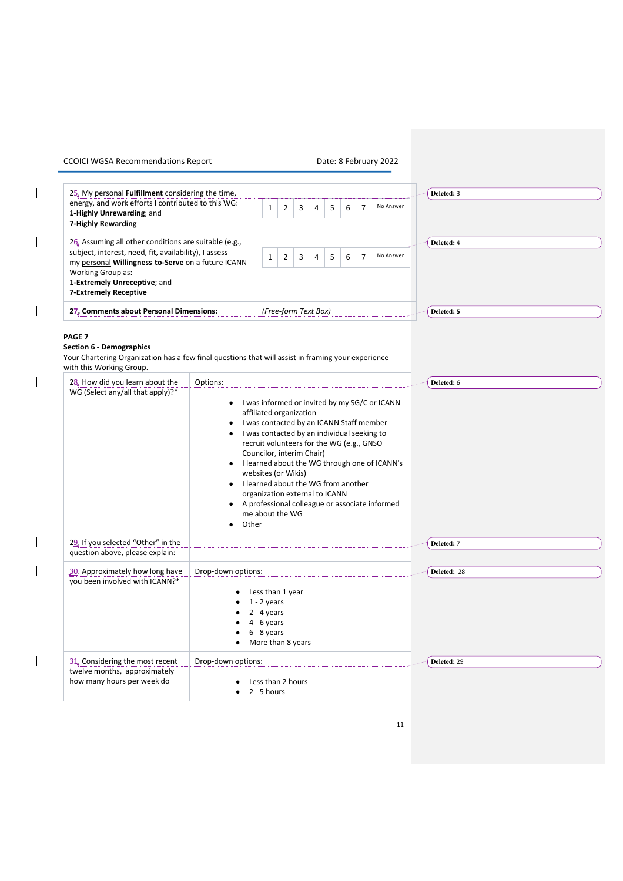| | |
|---|---|
| 25. My personal **Fulfillment** considering the time, energy, and work efforts I contributed to this WG: **1-Highly Unrewarding**; and **7-Highly Rewarding** | 1 \| 2 \| 3 \| 4 \| 5 \| 6 \| 7 \| No Answer |
| 26. Assuming all other conditions are suitable (e.g., subject, interest, need, fit, availability), I assess my personal **Willingness-to-Serve** on a future ICANN Working Group as: **1-Extremely Unreceptive**; and **7-Extremely Receptive** | 1 \| 2 \| 3 \| 4 \| 5 \| 6 \| 7 \| No Answer |
| **27. Comments about Personal Dimensions:** | *(Free-form Text Box)* |

**PAGE 7**

**Section 6 - Demographics**

Your Chartering Organization has a few final questions that will assist in framing your experience with this Working Group.

| | |
|---|---|
| 28. How did you learn about the WG (Select any/all that apply)?* | Options:<br>• I was informed or invited by my SG/C or ICANN-affiliated organization<br>• I was contacted by an ICANN Staff member<br>• I was contacted by an individual seeking to recruit volunteers for the WG (e.g., GNSO Councilor, interim Chair)<br>• I learned about the WG through one of ICANN's websites (or Wikis)<br>• I learned about the WG from another organization external to ICANN<br>• A professional colleague or associate informed me about the WG<br>• Other |
| 29. If you selected "Other" in the question above, please explain: | |
| 30. Approximately how long have you been involved with ICANN?* | Drop-down options:<br>• Less than 1 year<br>• 1 - 2 years<br>• 2 - 4 years<br>• 4 - 6 years<br>• 6 - 8 years<br>• More than 8 years |
| 31. Considering the most recent twelve months, approximately how many hours per week do | Drop-down options:<br>• Less than 2 hours<br>• 2 - 5 hours |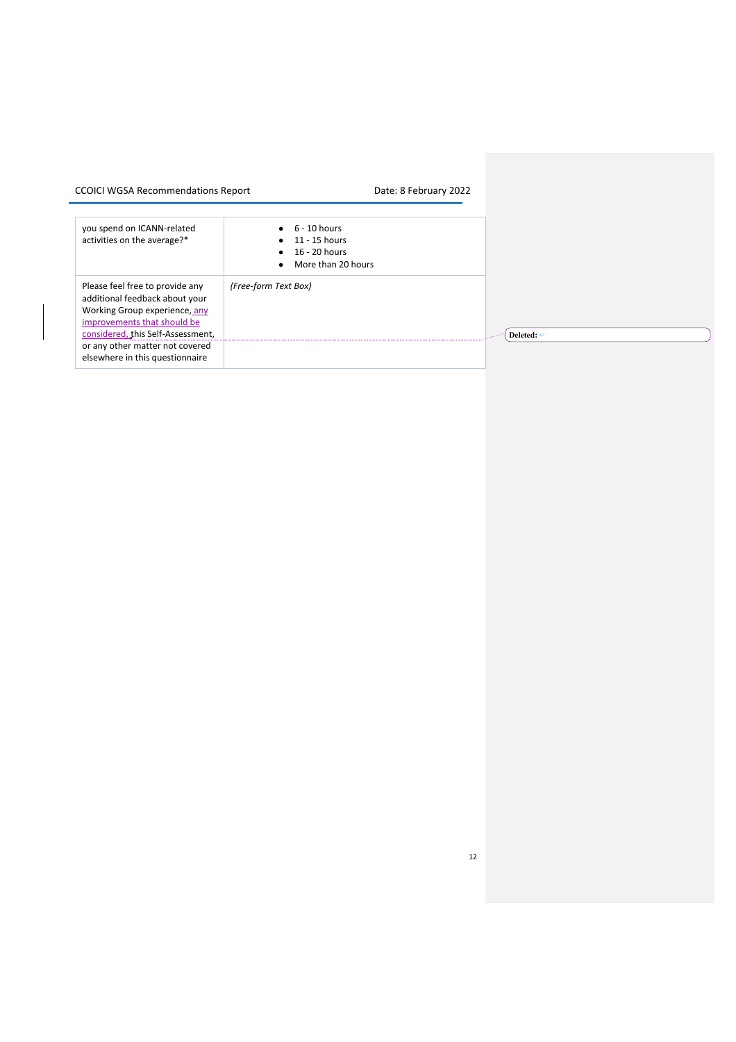| you spend on ICANN-related activities on the average?* | • 6 - 10 hours<br>• 11 - 15 hours<br>• 16 - 20 hours<br>• More than 20 hours |
|---|---|
| Please feel free to provide any additional feedback about your Working Group experience, any improvements that should be considered, this Self-Assessment, or any other matter not covered elsewhere in this questionnaire | *(Free-form Text Box)* |

Deleted: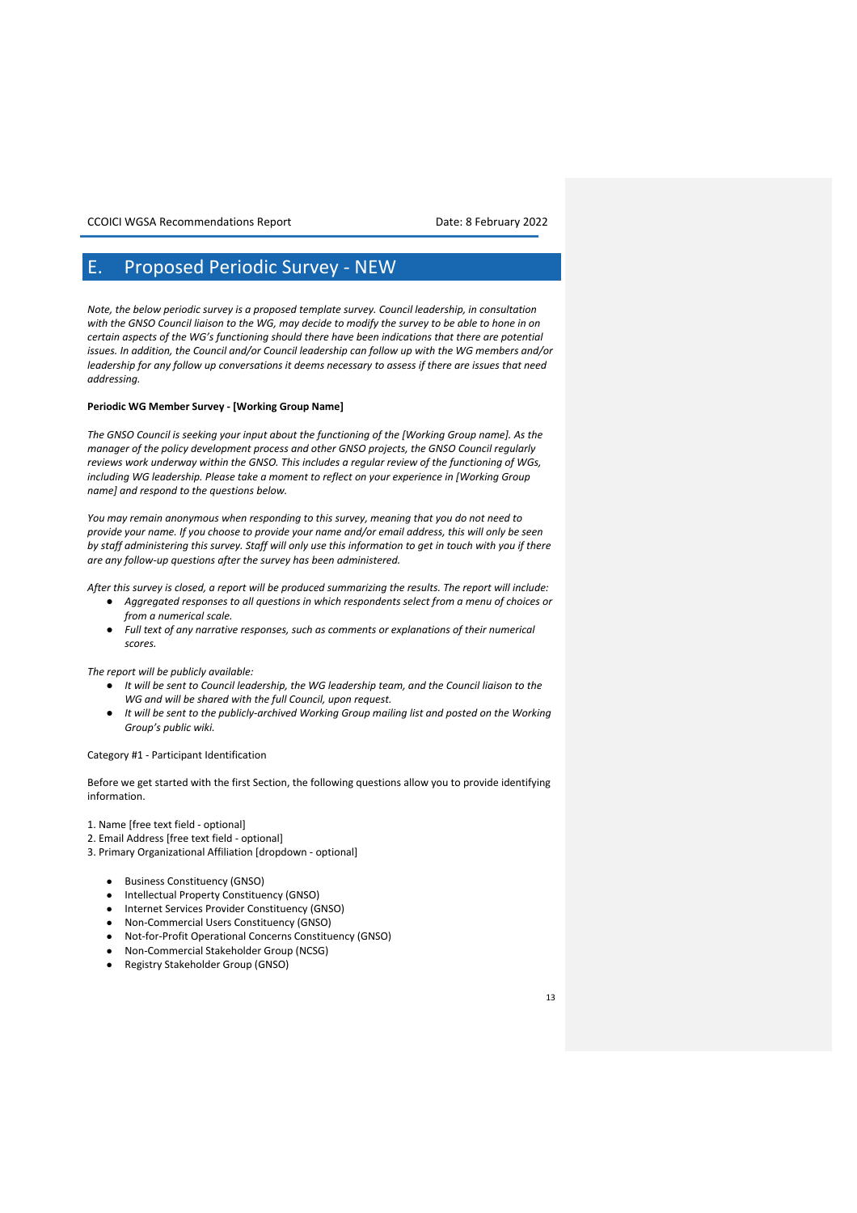# E. Proposed Periodic Survey - NEW

*Note, the below periodic survey is a proposed template survey. Council leadership, in consultation with the GNSO Council liaison to the WG, may decide to modify the survey to be able to hone in on certain aspects of the WG's functioning should there have been indications that there are potential issues. In addition, the Council and/or Council leadership can follow up with the WG members and/or leadership for any follow up conversations it deems necessary to assess if there are issues that need addressing.*

**Periodic WG Member Survey - [Working Group Name]**

*The GNSO Council is seeking your input about the functioning of the [Working Group name]. As the manager of the policy development process and other GNSO projects, the GNSO Council regularly reviews work underway within the GNSO. This includes a regular review of the functioning of WGs, including WG leadership. Please take a moment to reflect on your experience in [Working Group name] and respond to the questions below.*

*You may remain anonymous when responding to this survey, meaning that you do not need to provide your name. If you choose to provide your name and/or email address, this will only be seen by staff administering this survey. Staff will only use this information to get in touch with you if there are any follow-up questions after the survey has been administered.*

*After this survey is closed, a report will be produced summarizing the results. The report will include:*

- *Aggregated responses to all questions in which respondents select from a menu of choices or from a numerical scale.*
- *Full text of any narrative responses, such as comments or explanations of their numerical scores.*

*The report will be publicly available:*

- *It will be sent to Council leadership, the WG leadership team, and the Council liaison to the WG and will be shared with the full Council, upon request.*
- *It will be sent to the publicly-archived Working Group mailing list and posted on the Working Group's public wiki.*

Category #1 - Participant Identification

Before we get started with the first Section, the following questions allow you to provide identifying information.

1. Name [free text field - optional]
2. Email Address [free text field - optional]
3. Primary Organizational Affiliation [dropdown - optional]

- Business Constituency (GNSO)
- Intellectual Property Constituency (GNSO)
- Internet Services Provider Constituency (GNSO)
- Non-Commercial Users Constituency (GNSO)
- Not-for-Profit Operational Concerns Constituency (GNSO)
- Non-Commercial Stakeholder Group (NCSG)
- Registry Stakeholder Group (GNSO)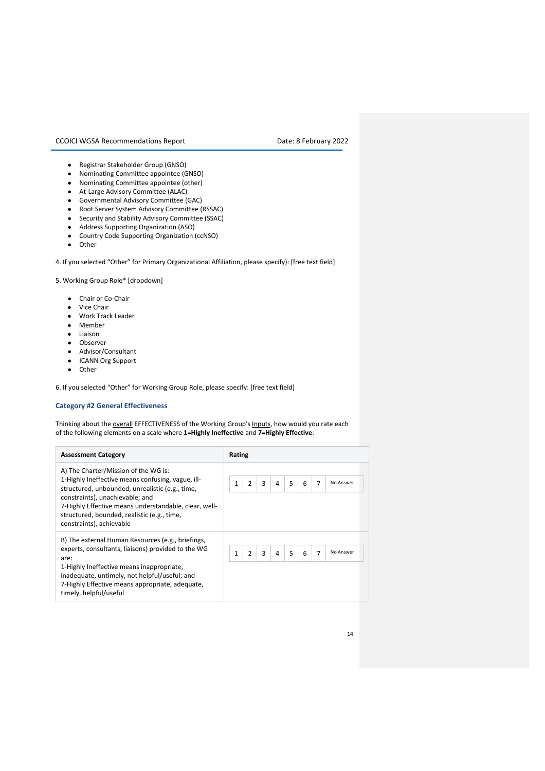- Registrar Stakeholder Group (GNSO)
- Nominating Committee appointee (GNSO)
- Nominating Committee appointee (other)
- At-Large Advisory Committee (ALAC)
- Governmental Advisory Committee (GAC)
- Root Server System Advisory Committee (RSSAC)
- Security and Stability Advisory Committee (SSAC)
- Address Supporting Organization (ASO)
- Country Code Supporting Organization (ccNSO)
- Other

4. If you selected “Other” for Primary Organizational Affiliation, please specify): [free text field]

5. Working Group Role* [dropdown]

- Chair or Co-Chair
- Vice Chair
- Work Track Leader
- Member
- Liaison
- Observer
- Advisor/Consultant
- ICANN Org Support
- Other

6. If you selected “Other” for Working Group Role, please specify: [free text field]

### Category #2 General Effectiveness

Thinking about the overall EFFECTIVENESS of the Working Group's Inputs, how would you rate each of the following elements on a scale where **1=Highly Ineffective** and **7=Highly Effective**:

| Assessment Category | Rating |
|---|---|
| A) The Charter/Mission of the WG is:<br>1-Highly Ineffective means confusing, vague, ill-structured, unbounded, unrealistic (e.g., time, constraints), unachievable; and<br>7-Highly Effective means understandable, clear, well-structured, bounded, realistic (e.g., time, constraints), achievable | 1 \| 2 \| 3 \| 4 \| 5 \| 6 \| 7 \| No Answer |
| B) The external Human Resources (e.g., briefings, experts, consultants, liaisons) provided to the WG are:<br>1-Highly Ineffective means inappropriate, inadequate, untimely, not helpful/useful; and<br>7-Highly Effective means appropriate, adequate, timely, helpful/useful | 1 \| 2 \| 3 \| 4 \| 5 \| 6 \| 7 \| No Answer |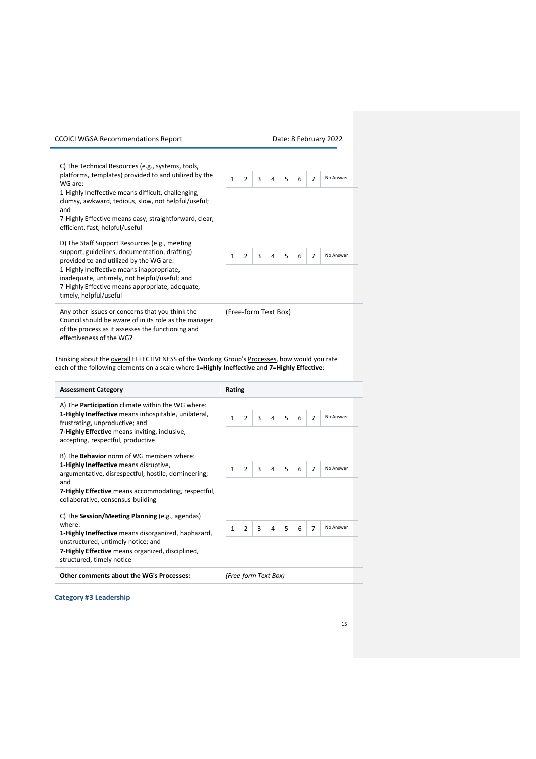| | |
|---|---|
| C) The Technical Resources (e.g., systems, tools, platforms, templates) provided to and utilized by the WG are:<br>1-Highly Ineffective means difficult, challenging, clumsy, awkward, tedious, slow, not helpful/useful; and<br>7-Highly Effective means easy, straightforward, clear, efficient, fast, helpful/useful | 1 2 3 4 5 6 7 No Answer |
| D) The Staff Support Resources (e.g., meeting support, guidelines, documentation, drafting) provided to and utilized by the WG are:<br>1-Highly Ineffective means inappropriate, inadequate, untimely, not helpful/useful; and<br>7-Highly Effective means appropriate, adequate, timely, helpful/useful | 1 2 3 4 5 6 7 No Answer |
| Any other issues or concerns that you think the Council should be aware of in its role as the manager of the process as it assesses the functioning and effectiveness of the WG? | (Free-form Text Box) |

Thinking about the overall EFFECTIVENESS of the Working Group's Processes, how would you rate each of the following elements on a scale where **1=Highly Ineffective** and **7=Highly Effective**:

| **Assessment Category** | **Rating** |
|---|---|
| A) The **Participation** climate within the WG where:<br>**1-Highly Ineffective** means inhospitable, unilateral, frustrating, unproductive; and<br>**7-Highly Effective** means inviting, inclusive, accepting, respectful, productive | 1 2 3 4 5 6 7 No Answer |
| B) The **Behavior** norm of WG members where:<br>**1-Highly Ineffective** means disruptive, argumentative, disrespectful, hostile, domineering; and<br>**7-Highly Effective** means accommodating, respectful, collaborative, consensus-building | 1 2 3 4 5 6 7 No Answer |
| C) The **Session/Meeting Planning** (e.g., agendas) where:<br>**1-Highly Ineffective** means disorganized, haphazard, unstructured, untimely notice; and<br>**7-Highly Effective** means organized, disciplined, structured, timely notice | 1 2 3 4 5 6 7 No Answer |
| **Other comments about the WG's Processes:** | *(Free-form Text Box)* |

### Category #3 Leadership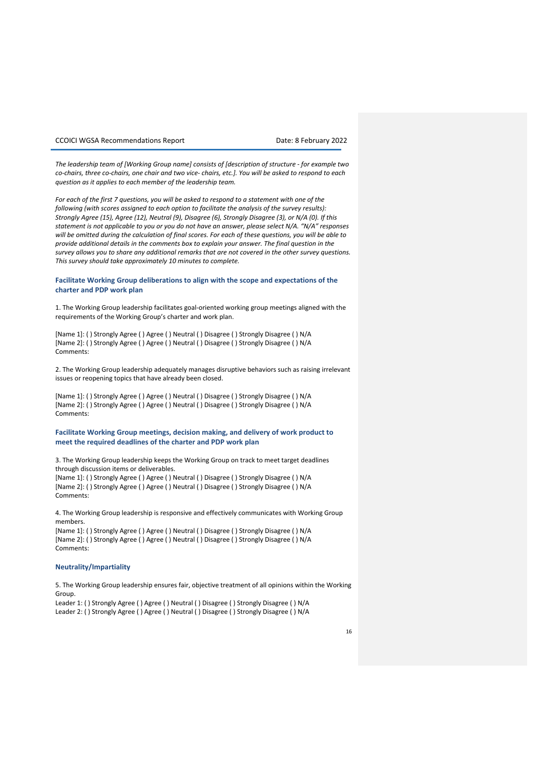*The leadership team of [Working Group name] consists of [description of structure - for example two co-chairs, three co-chairs, one chair and two vice- chairs, etc.]. You will be asked to respond to each question as it applies to each member of the leadership team.*

*For each of the first 7 questions, you will be asked to respond to a statement with one of the following (with scores assigned to each option to facilitate the analysis of the survey results): Strongly Agree (15), Agree (12), Neutral (9), Disagree (6), Strongly Disagree (3), or N/A (0). If this statement is not applicable to you or you do not have an answer, please select N/A. "N/A" responses will be omitted during the calculation of final scores. For each of these questions, you will be able to provide additional details in the comments box to explain your answer. The final question in the survey allows you to share any additional remarks that are not covered in the other survey questions. This survey should take approximately 10 minutes to complete.*

### Facilitate Working Group deliberations to align with the scope and expectations of the charter and PDP work plan

1. The Working Group leadership facilitates goal-oriented working group meetings aligned with the requirements of the Working Group's charter and work plan.

[Name 1]: ( ) Strongly Agree ( ) Agree ( ) Neutral ( ) Disagree ( ) Strongly Disagree ( ) N/A
[Name 2]: ( ) Strongly Agree ( ) Agree ( ) Neutral ( ) Disagree ( ) Strongly Disagree ( ) N/A
Comments:

2. The Working Group leadership adequately manages disruptive behaviors such as raising irrelevant issues or reopening topics that have already been closed.

[Name 1]: ( ) Strongly Agree ( ) Agree ( ) Neutral ( ) Disagree ( ) Strongly Disagree ( ) N/A
[Name 2]: ( ) Strongly Agree ( ) Agree ( ) Neutral ( ) Disagree ( ) Strongly Disagree ( ) N/A
Comments:

### Facilitate Working Group meetings, decision making, and delivery of work product to meet the required deadlines of the charter and PDP work plan

3. The Working Group leadership keeps the Working Group on track to meet target deadlines through discussion items or deliverables.
[Name 1]: ( ) Strongly Agree ( ) Agree ( ) Neutral ( ) Disagree ( ) Strongly Disagree ( ) N/A
[Name 2]: ( ) Strongly Agree ( ) Agree ( ) Neutral ( ) Disagree ( ) Strongly Disagree ( ) N/A
Comments:

4. The Working Group leadership is responsive and effectively communicates with Working Group members.
[Name 1]: ( ) Strongly Agree ( ) Agree ( ) Neutral ( ) Disagree ( ) Strongly Disagree ( ) N/A
[Name 2]: ( ) Strongly Agree ( ) Agree ( ) Neutral ( ) Disagree ( ) Strongly Disagree ( ) N/A
Comments:

### Neutrality/Impartiality

5. The Working Group leadership ensures fair, objective treatment of all opinions within the Working Group.
Leader 1: ( ) Strongly Agree ( ) Agree ( ) Neutral ( ) Disagree ( ) Strongly Disagree ( ) N/A
Leader 2: ( ) Strongly Agree ( ) Agree ( ) Neutral ( ) Disagree ( ) Strongly Disagree ( ) N/A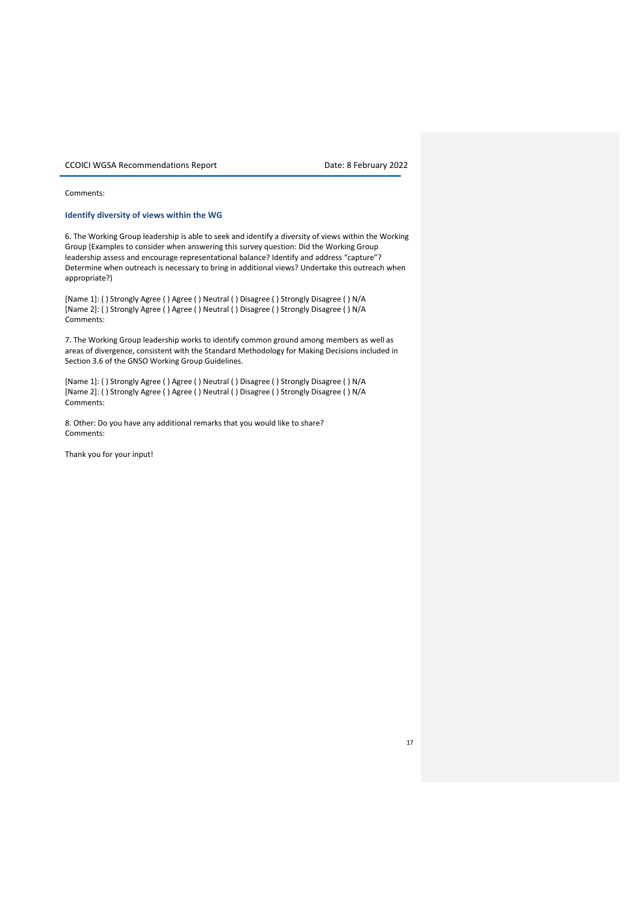Comments:

### Identify diversity of views within the WG

6. The Working Group leadership is able to seek and identify a diversity of views within the Working Group (Examples to consider when answering this survey question: Did the Working Group leadership assess and encourage representational balance? Identify and address "capture"? Determine when outreach is necessary to bring in additional views? Undertake this outreach when appropriate?)

[Name 1]: ( ) Strongly Agree ( ) Agree ( ) Neutral ( ) Disagree ( ) Strongly Disagree ( ) N/A
[Name 2]: ( ) Strongly Agree ( ) Agree ( ) Neutral ( ) Disagree ( ) Strongly Disagree ( ) N/A
Comments:

7. The Working Group leadership works to identify common ground among members as well as areas of divergence, consistent with the Standard Methodology for Making Decisions included in Section 3.6 of the GNSO Working Group Guidelines.

[Name 1]: ( ) Strongly Agree ( ) Agree ( ) Neutral ( ) Disagree ( ) Strongly Disagree ( ) N/A
[Name 2]: ( ) Strongly Agree ( ) Agree ( ) Neutral ( ) Disagree ( ) Strongly Disagree ( ) N/A
Comments:

8. Other: Do you have any additional remarks that you would like to share?
Comments:

Thank you for your input!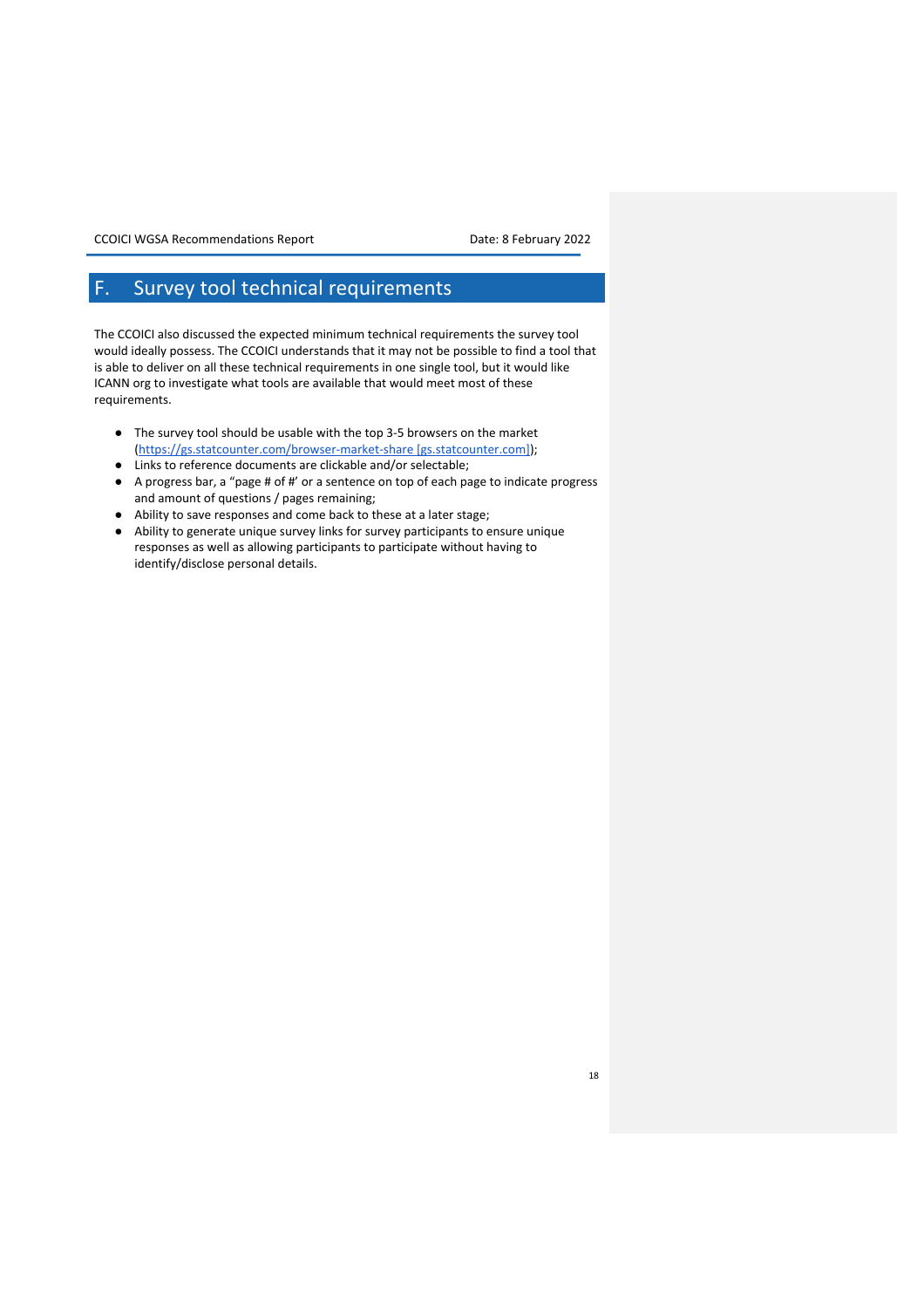## F. Survey tool technical requirements

The CCOICI also discussed the expected minimum technical requirements the survey tool would ideally possess. The CCOICI understands that it may not be possible to find a tool that is able to deliver on all these technical requirements in one single tool, but it would like ICANN org to investigate what tools are available that would meet most of these requirements.

- The survey tool should be usable with the top 3-5 browsers on the market (https://gs.statcounter.com/browser-market-share [gs.statcounter.com]);
- Links to reference documents are clickable and/or selectable;
- A progress bar, a "page # of #' or a sentence on top of each page to indicate progress and amount of questions / pages remaining;
- Ability to save responses and come back to these at a later stage;
- Ability to generate unique survey links for survey participants to ensure unique responses as well as allowing participants to participate without having to identify/disclose personal details.